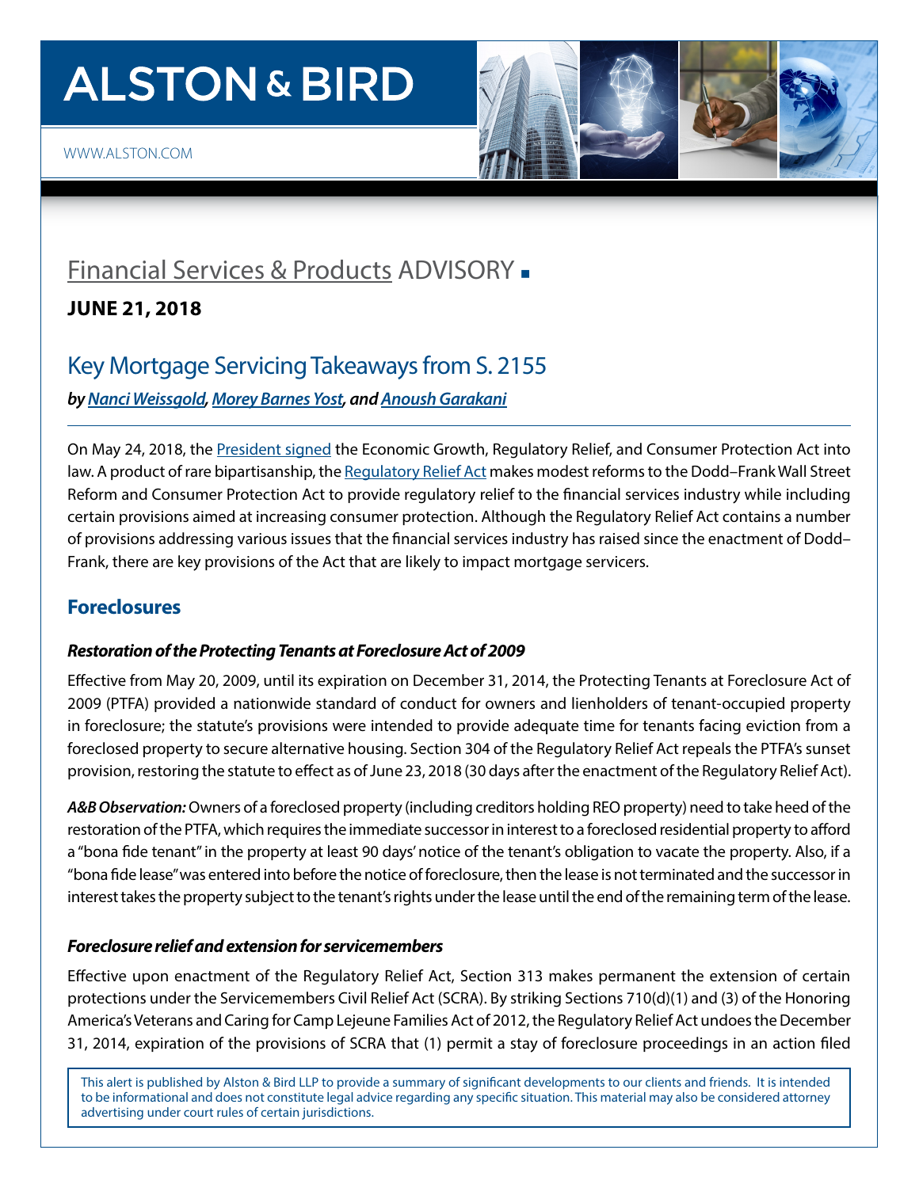# ALSTON & BIRD

WWW.ALSTON.COM

## Financial Services & Products ADVISORY

**JUNE 21, 2018**

## Key Mortgage Servicing Takeaways from S. 2155

***by Nanci Weissgold, Morey Barnes Yost, and Anoush Garakani***

On May 24, 2018, the President signed the Economic Growth, Regulatory Relief, and Consumer Protection Act into law. A product of rare bipartisanship, the Regulatory Relief Act makes modest reforms to the Dodd–Frank Wall Street Reform and Consumer Protection Act to provide regulatory relief to the financial services industry while including certain provisions aimed at increasing consumer protection. Although the Regulatory Relief Act contains a number of provisions addressing various issues that the financial services industry has raised since the enactment of Dodd–Frank, there are key provisions of the Act that are likely to impact mortgage servicers.

### Foreclosures

#### *Restoration of the Protecting Tenants at Foreclosure Act of 2009*

Effective from May 20, 2009, until its expiration on December 31, 2014, the Protecting Tenants at Foreclosure Act of 2009 (PTFA) provided a nationwide standard of conduct for owners and lienholders of tenant-occupied property in foreclosure; the statute's provisions were intended to provide adequate time for tenants facing eviction from a foreclosed property to secure alternative housing. Section 304 of the Regulatory Relief Act repeals the PTFA's sunset provision, restoring the statute to effect as of June 23, 2018 (30 days after the enactment of the Regulatory Relief Act).

***A&B Observation:*** Owners of a foreclosed property (including creditors holding REO property) need to take heed of the restoration of the PTFA, which requires the immediate successor in interest to a foreclosed residential property to afford a "bona fide tenant" in the property at least 90 days' notice of the tenant's obligation to vacate the property. Also, if a "bona fide lease" was entered into before the notice of foreclosure, then the lease is not terminated and the successor in interest takes the property subject to the tenant's rights under the lease until the end of the remaining term of the lease.

#### *Foreclosure relief and extension for servicemembers*

Effective upon enactment of the Regulatory Relief Act, Section 313 makes permanent the extension of certain protections under the Servicemembers Civil Relief Act (SCRA). By striking Sections 710(d)(1) and (3) of the Honoring America's Veterans and Caring for Camp Lejeune Families Act of 2012, the Regulatory Relief Act undoes the December 31, 2014, expiration of the provisions of SCRA that (1) permit a stay of foreclosure proceedings in an action filed

This alert is published by Alston & Bird LLP to provide a summary of significant developments to our clients and friends. It is intended to be informational and does not constitute legal advice regarding any specific situation. This material may also be considered attorney advertising under court rules of certain jurisdictions.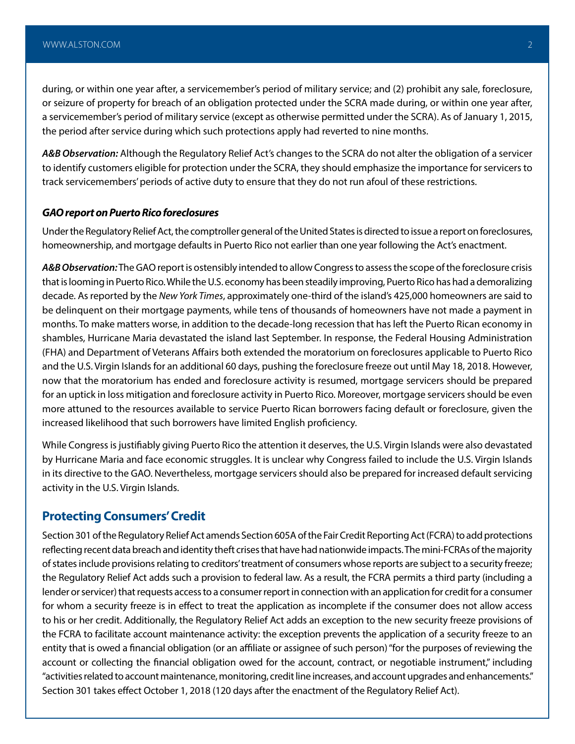during, or within one year after, a servicemember's period of military service; and (2) prohibit any sale, foreclosure, or seizure of property for breach of an obligation protected under the SCRA made during, or within one year after, a servicemember's period of military service (except as otherwise permitted under the SCRA). As of January 1, 2015, the period after service during which such protections apply had reverted to nine months.

***A&B Observation:*** Although the Regulatory Relief Act's changes to the SCRA do not alter the obligation of a servicer to identify customers eligible for protection under the SCRA, they should emphasize the importance for servicers to track servicemembers' periods of active duty to ensure that they do not run afoul of these restrictions.

***GAO report on Puerto Rico foreclosures***

Under the Regulatory Relief Act, the comptroller general of the United States is directed to issue a report on foreclosures, homeownership, and mortgage defaults in Puerto Rico not earlier than one year following the Act's enactment.

***A&B Observation:*** The GAO report is ostensibly intended to allow Congress to assess the scope of the foreclosure crisis that is looming in Puerto Rico. While the U.S. economy has been steadily improving, Puerto Rico has had a demoralizing decade. As reported by the *New York Times*, approximately one-third of the island's 425,000 homeowners are said to be delinquent on their mortgage payments, while tens of thousands of homeowners have not made a payment in months. To make matters worse, in addition to the decade-long recession that has left the Puerto Rican economy in shambles, Hurricane Maria devastated the island last September. In response, the Federal Housing Administration (FHA) and Department of Veterans Affairs both extended the moratorium on foreclosures applicable to Puerto Rico and the U.S. Virgin Islands for an additional 60 days, pushing the foreclosure freeze out until May 18, 2018. However, now that the moratorium has ended and foreclosure activity is resumed, mortgage servicers should be prepared for an uptick in loss mitigation and foreclosure activity in Puerto Rico. Moreover, mortgage servicers should be even more attuned to the resources available to service Puerto Rican borrowers facing default or foreclosure, given the increased likelihood that such borrowers have limited English proficiency.

While Congress is justifiably giving Puerto Rico the attention it deserves, the U.S. Virgin Islands were also devastated by Hurricane Maria and face economic struggles. It is unclear why Congress failed to include the U.S. Virgin Islands in its directive to the GAO. Nevertheless, mortgage servicers should also be prepared for increased default servicing activity in the U.S. Virgin Islands.

## Protecting Consumers' Credit

Section 301 of the Regulatory Relief Act amends Section 605A of the Fair Credit Reporting Act (FCRA) to add protections reflecting recent data breach and identity theft crises that have had nationwide impacts. The mini-FCRAs of the majority of states include provisions relating to creditors' treatment of consumers whose reports are subject to a security freeze; the Regulatory Relief Act adds such a provision to federal law. As a result, the FCRA permits a third party (including a lender or servicer) that requests access to a consumer report in connection with an application for credit for a consumer for whom a security freeze is in effect to treat the application as incomplete if the consumer does not allow access to his or her credit. Additionally, the Regulatory Relief Act adds an exception to the new security freeze provisions of the FCRA to facilitate account maintenance activity: the exception prevents the application of a security freeze to an entity that is owed a financial obligation (or an affiliate or assignee of such person) "for the purposes of reviewing the account or collecting the financial obligation owed for the account, contract, or negotiable instrument," including "activities related to account maintenance, monitoring, credit line increases, and account upgrades and enhancements." Section 301 takes effect October 1, 2018 (120 days after the enactment of the Regulatory Relief Act).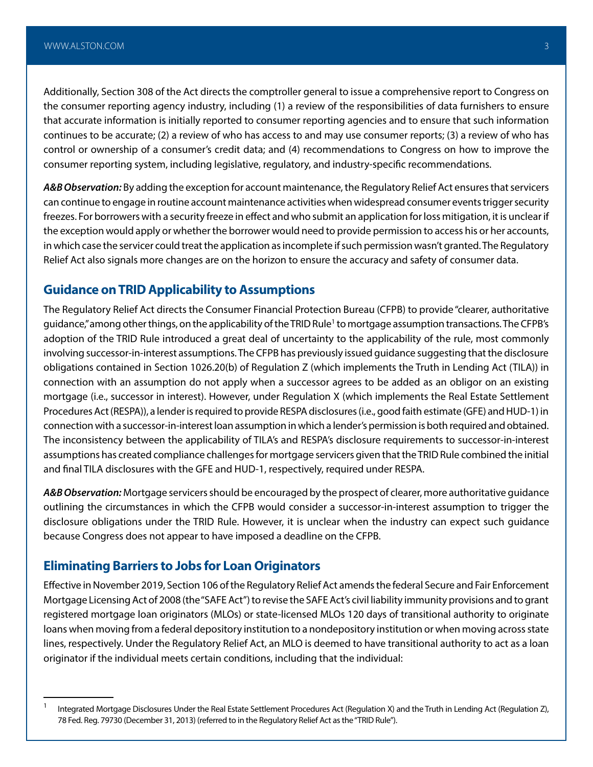Additionally, Section 308 of the Act directs the comptroller general to issue a comprehensive report to Congress on the consumer reporting agency industry, including (1) a review of the responsibilities of data furnishers to ensure that accurate information is initially reported to consumer reporting agencies and to ensure that such information continues to be accurate; (2) a review of who has access to and may use consumer reports; (3) a review of who has control or ownership of a consumer's credit data; and (4) recommendations to Congress on how to improve the consumer reporting system, including legislative, regulatory, and industry-specific recommendations.

***A&B Observation:*** By adding the exception for account maintenance, the Regulatory Relief Act ensures that servicers can continue to engage in routine account maintenance activities when widespread consumer events trigger security freezes. For borrowers with a security freeze in effect and who submit an application for loss mitigation, it is unclear if the exception would apply or whether the borrower would need to provide permission to access his or her accounts, in which case the servicer could treat the application as incomplete if such permission wasn't granted. The Regulatory Relief Act also signals more changes are on the horizon to ensure the accuracy and safety of consumer data.

## Guidance on TRID Applicability to Assumptions

The Regulatory Relief Act directs the Consumer Financial Protection Bureau (CFPB) to provide "clearer, authoritative guidance," among other things, on the applicability of the TRID Rule[1] to mortgage assumption transactions. The CFPB's adoption of the TRID Rule introduced a great deal of uncertainty to the applicability of the rule, most commonly involving successor-in-interest assumptions. The CFPB has previously issued guidance suggesting that the disclosure obligations contained in Section 1026.20(b) of Regulation Z (which implements the Truth in Lending Act (TILA)) in connection with an assumption do not apply when a successor agrees to be added as an obligor on an existing mortgage (i.e., successor in interest). However, under Regulation X (which implements the Real Estate Settlement Procedures Act (RESPA)), a lender is required to provide RESPA disclosures (i.e., good faith estimate (GFE) and HUD-1) in connection with a successor-in-interest loan assumption in which a lender's permission is both required and obtained. The inconsistency between the applicability of TILA's and RESPA's disclosure requirements to successor-in-interest assumptions has created compliance challenges for mortgage servicers given that the TRID Rule combined the initial and final TILA disclosures with the GFE and HUD-1, respectively, required under RESPA.

***A&B Observation:*** Mortgage servicers should be encouraged by the prospect of clearer, more authoritative guidance outlining the circumstances in which the CFPB would consider a successor-in-interest assumption to trigger the disclosure obligations under the TRID Rule. However, it is unclear when the industry can expect such guidance because Congress does not appear to have imposed a deadline on the CFPB.

## Eliminating Barriers to Jobs for Loan Originators

Effective in November 2019, Section 106 of the Regulatory Relief Act amends the federal Secure and Fair Enforcement Mortgage Licensing Act of 2008 (the "SAFE Act") to revise the SAFE Act's civil liability immunity provisions and to grant registered mortgage loan originators (MLOs) or state-licensed MLOs 120 days of transitional authority to originate loans when moving from a federal depository institution to a nondepository institution or when moving across state lines, respectively. Under the Regulatory Relief Act, an MLO is deemed to have transitional authority to act as a loan originator if the individual meets certain conditions, including that the individual:

---

[1] Integrated Mortgage Disclosures Under the Real Estate Settlement Procedures Act (Regulation X) and the Truth in Lending Act (Regulation Z), 78 Fed. Reg. 79730 (December 31, 2013) (referred to in the Regulatory Relief Act as the "TRID Rule").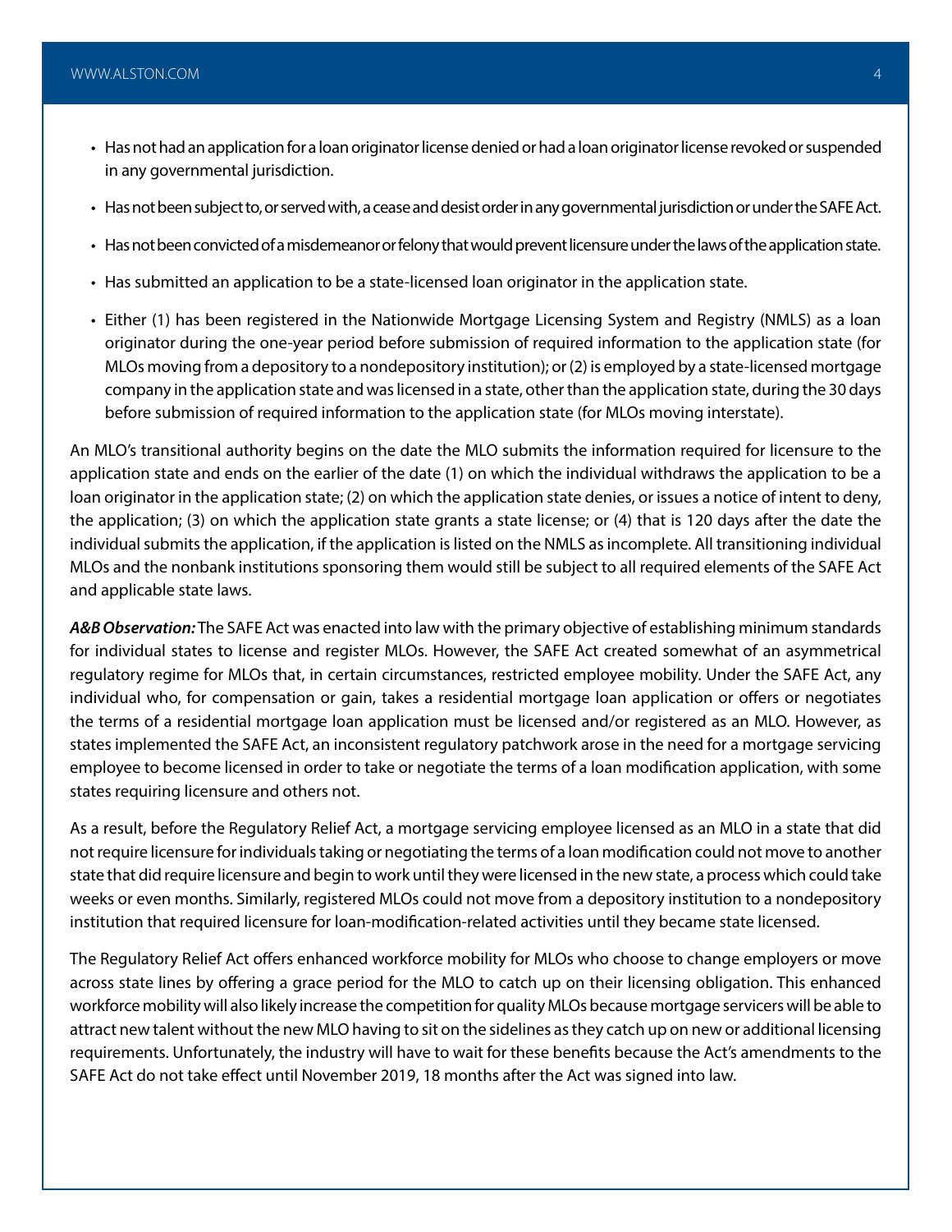- Has not had an application for a loan originator license denied or had a loan originator license revoked or suspended in any governmental jurisdiction.
- Has not been subject to, or served with, a cease and desist order in any governmental jurisdiction or under the SAFE Act.
- Has not been convicted of a misdemeanor or felony that would prevent licensure under the laws of the application state.
- Has submitted an application to be a state-licensed loan originator in the application state.
- Either (1) has been registered in the Nationwide Mortgage Licensing System and Registry (NMLS) as a loan originator during the one-year period before submission of required information to the application state (for MLOs moving from a depository to a nondepository institution); or (2) is employed by a state-licensed mortgage company in the application state and was licensed in a state, other than the application state, during the 30 days before submission of required information to the application state (for MLOs moving interstate).

An MLO's transitional authority begins on the date the MLO submits the information required for licensure to the application state and ends on the earlier of the date (1) on which the individual withdraws the application to be a loan originator in the application state; (2) on which the application state denies, or issues a notice of intent to deny, the application; (3) on which the application state grants a state license; or (4) that is 120 days after the date the individual submits the application, if the application is listed on the NMLS as incomplete. All transitioning individual MLOs and the nonbank institutions sponsoring them would still be subject to all required elements of the SAFE Act and applicable state laws.

***A&B Observation:*** The SAFE Act was enacted into law with the primary objective of establishing minimum standards for individual states to license and register MLOs. However, the SAFE Act created somewhat of an asymmetrical regulatory regime for MLOs that, in certain circumstances, restricted employee mobility. Under the SAFE Act, any individual who, for compensation or gain, takes a residential mortgage loan application or offers or negotiates the terms of a residential mortgage loan application must be licensed and/or registered as an MLO. However, as states implemented the SAFE Act, an inconsistent regulatory patchwork arose in the need for a mortgage servicing employee to become licensed in order to take or negotiate the terms of a loan modification application, with some states requiring licensure and others not.

As a result, before the Regulatory Relief Act, a mortgage servicing employee licensed as an MLO in a state that did not require licensure for individuals taking or negotiating the terms of a loan modification could not move to another state that did require licensure and begin to work until they were licensed in the new state, a process which could take weeks or even months. Similarly, registered MLOs could not move from a depository institution to a nondepository institution that required licensure for loan-modification-related activities until they became state licensed.

The Regulatory Relief Act offers enhanced workforce mobility for MLOs who choose to change employers or move across state lines by offering a grace period for the MLO to catch up on their licensing obligation. This enhanced workforce mobility will also likely increase the competition for quality MLOs because mortgage servicers will be able to attract new talent without the new MLO having to sit on the sidelines as they catch up on new or additional licensing requirements. Unfortunately, the industry will have to wait for these benefits because the Act's amendments to the SAFE Act do not take effect until November 2019, 18 months after the Act was signed into law.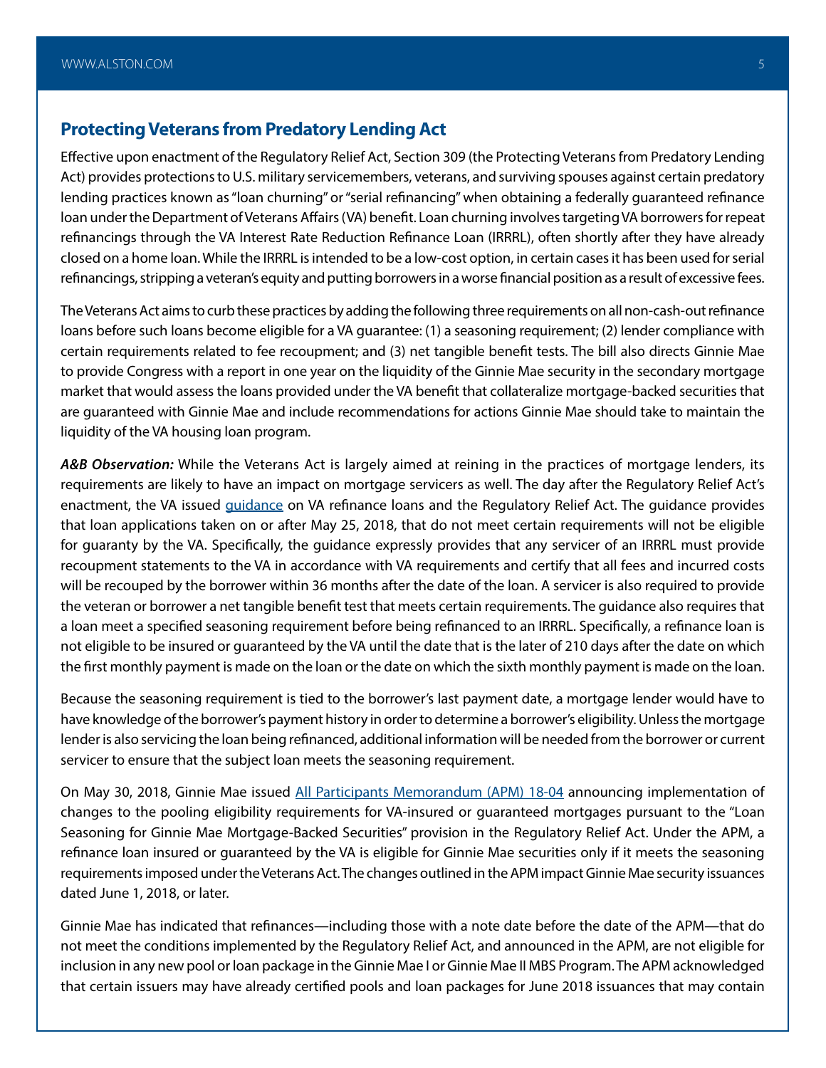## Protecting Veterans from Predatory Lending Act

Effective upon enactment of the Regulatory Relief Act, Section 309 (the Protecting Veterans from Predatory Lending Act) provides protections to U.S. military servicemembers, veterans, and surviving spouses against certain predatory lending practices known as "loan churning" or "serial refinancing" when obtaining a federally guaranteed refinance loan under the Department of Veterans Affairs (VA) benefit. Loan churning involves targeting VA borrowers for repeat refinancings through the VA Interest Rate Reduction Refinance Loan (IRRRL), often shortly after they have already closed on a home loan. While the IRRRL is intended to be a low-cost option, in certain cases it has been used for serial refinancings, stripping a veteran's equity and putting borrowers in a worse financial position as a result of excessive fees.

The Veterans Act aims to curb these practices by adding the following three requirements on all non-cash-out refinance loans before such loans become eligible for a VA guarantee: (1) a seasoning requirement; (2) lender compliance with certain requirements related to fee recoupment; and (3) net tangible benefit tests. The bill also directs Ginnie Mae to provide Congress with a report in one year on the liquidity of the Ginnie Mae security in the secondary mortgage market that would assess the loans provided under the VA benefit that collateralize mortgage-backed securities that are guaranteed with Ginnie Mae and include recommendations for actions Ginnie Mae should take to maintain the liquidity of the VA housing loan program.

***A&B Observation:*** While the Veterans Act is largely aimed at reining in the practices of mortgage lenders, its requirements are likely to have an impact on mortgage servicers as well. The day after the Regulatory Relief Act's enactment, the VA issued guidance on VA refinance loans and the Regulatory Relief Act. The guidance provides that loan applications taken on or after May 25, 2018, that do not meet certain requirements will not be eligible for guaranty by the VA. Specifically, the guidance expressly provides that any servicer of an IRRRL must provide recoupment statements to the VA in accordance with VA requirements and certify that all fees and incurred costs will be recouped by the borrower within 36 months after the date of the loan. A servicer is also required to provide the veteran or borrower a net tangible benefit test that meets certain requirements. The guidance also requires that a loan meet a specified seasoning requirement before being refinanced to an IRRRL. Specifically, a refinance loan is not eligible to be insured or guaranteed by the VA until the date that is the later of 210 days after the date on which the first monthly payment is made on the loan or the date on which the sixth monthly payment is made on the loan.

Because the seasoning requirement is tied to the borrower's last payment date, a mortgage lender would have to have knowledge of the borrower's payment history in order to determine a borrower's eligibility. Unless the mortgage lender is also servicing the loan being refinanced, additional information will be needed from the borrower or current servicer to ensure that the subject loan meets the seasoning requirement.

On May 30, 2018, Ginnie Mae issued All Participants Memorandum (APM) 18-04 announcing implementation of changes to the pooling eligibility requirements for VA-insured or guaranteed mortgages pursuant to the "Loan Seasoning for Ginnie Mae Mortgage-Backed Securities" provision in the Regulatory Relief Act. Under the APM, a refinance loan insured or guaranteed by the VA is eligible for Ginnie Mae securities only if it meets the seasoning requirements imposed under the Veterans Act. The changes outlined in the APM impact Ginnie Mae security issuances dated June 1, 2018, or later.

Ginnie Mae has indicated that refinances—including those with a note date before the date of the APM—that do not meet the conditions implemented by the Regulatory Relief Act, and announced in the APM, are not eligible for inclusion in any new pool or loan package in the Ginnie Mae I or Ginnie Mae II MBS Program. The APM acknowledged that certain issuers may have already certified pools and loan packages for June 2018 issuances that may contain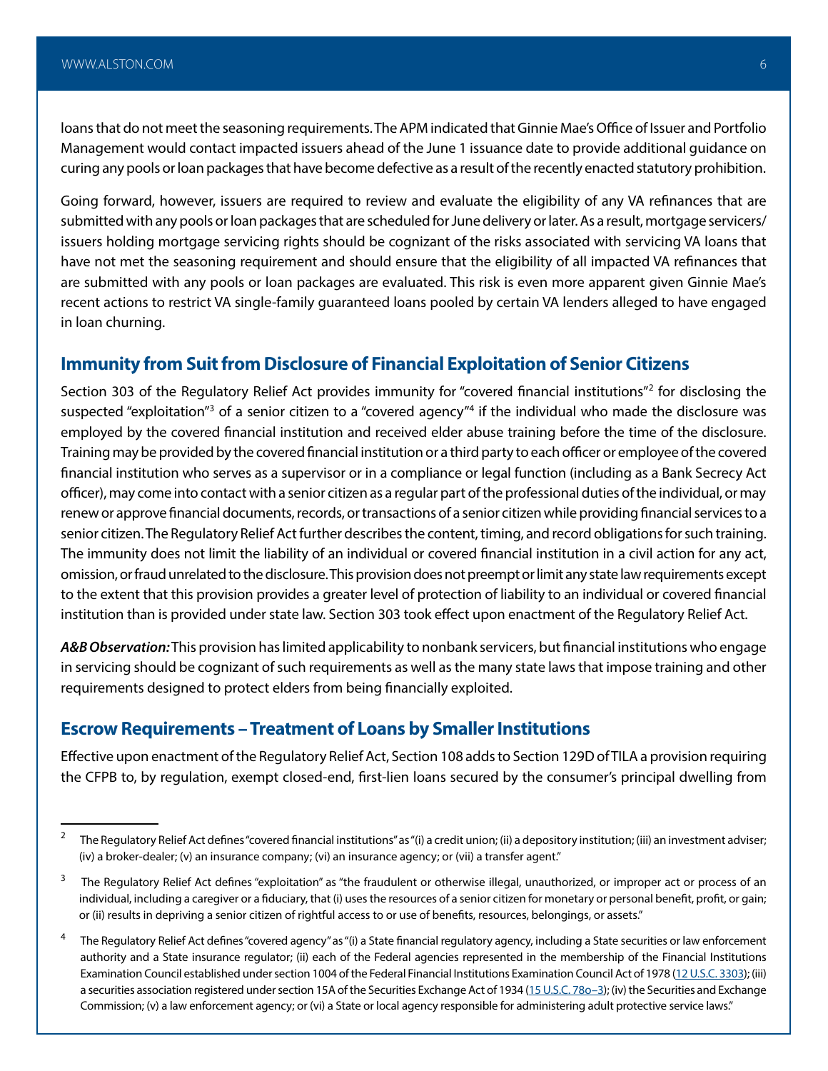loans that do not meet the seasoning requirements. The APM indicated that Ginnie Mae's Office of Issuer and Portfolio Management would contact impacted issuers ahead of the June 1 issuance date to provide additional guidance on curing any pools or loan packages that have become defective as a result of the recently enacted statutory prohibition.

Going forward, however, issuers are required to review and evaluate the eligibility of any VA refinances that are submitted with any pools or loan packages that are scheduled for June delivery or later. As a result, mortgage servicers/issuers holding mortgage servicing rights should be cognizant of the risks associated with servicing VA loans that have not met the seasoning requirement and should ensure that the eligibility of all impacted VA refinances that are submitted with any pools or loan packages are evaluated. This risk is even more apparent given Ginnie Mae's recent actions to restrict VA single-family guaranteed loans pooled by certain VA lenders alleged to have engaged in loan churning.

## Immunity from Suit from Disclosure of Financial Exploitation of Senior Citizens

Section 303 of the Regulatory Relief Act provides immunity for "covered financial institutions"[2] for disclosing the suspected "exploitation"[3] of a senior citizen to a "covered agency"[4] if the individual who made the disclosure was employed by the covered financial institution and received elder abuse training before the time of the disclosure. Training may be provided by the covered financial institution or a third party to each officer or employee of the covered financial institution who serves as a supervisor or in a compliance or legal function (including as a Bank Secrecy Act officer), may come into contact with a senior citizen as a regular part of the professional duties of the individual, or may renew or approve financial documents, records, or transactions of a senior citizen while providing financial services to a senior citizen. The Regulatory Relief Act further describes the content, timing, and record obligations for such training. The immunity does not limit the liability of an individual or covered financial institution in a civil action for any act, omission, or fraud unrelated to the disclosure. This provision does not preempt or limit any state law requirements except to the extent that this provision provides a greater level of protection of liability to an individual or covered financial institution than is provided under state law. Section 303 took effect upon enactment of the Regulatory Relief Act.

***A&B Observation:*** This provision has limited applicability to nonbank servicers, but financial institutions who engage in servicing should be cognizant of such requirements as well as the many state laws that impose training and other requirements designed to protect elders from being financially exploited.

## Escrow Requirements – Treatment of Loans by Smaller Institutions

Effective upon enactment of the Regulatory Relief Act, Section 108 adds to Section 129D of TILA a provision requiring the CFPB to, by regulation, exempt closed-end, first-lien loans secured by the consumer's principal dwelling from

---

[2] The Regulatory Relief Act defines "covered financial institutions" as "(i) a credit union; (ii) a depository institution; (iii) an investment adviser; (iv) a broker-dealer; (v) an insurance company; (vi) an insurance agency; or (vii) a transfer agent."

[3] The Regulatory Relief Act defines "exploitation" as "the fraudulent or otherwise illegal, unauthorized, or improper act or process of an individual, including a caregiver or a fiduciary, that (i) uses the resources of a senior citizen for monetary or personal benefit, profit, or gain; or (ii) results in depriving a senior citizen of rightful access to or use of benefits, resources, belongings, or assets."

[4] The Regulatory Relief Act defines "covered agency" as "(i) a State financial regulatory agency, including a State securities or law enforcement authority and a State insurance regulator; (ii) each of the Federal agencies represented in the membership of the Financial Institutions Examination Council established under section 1004 of the Federal Financial Institutions Examination Council Act of 1978 (12 U.S.C. 3303); (iii) a securities association registered under section 15A of the Securities Exchange Act of 1934 (15 U.S.C. 78o–3); (iv) the Securities and Exchange Commission; (v) a law enforcement agency; or (vi) a State or local agency responsible for administering adult protective service laws."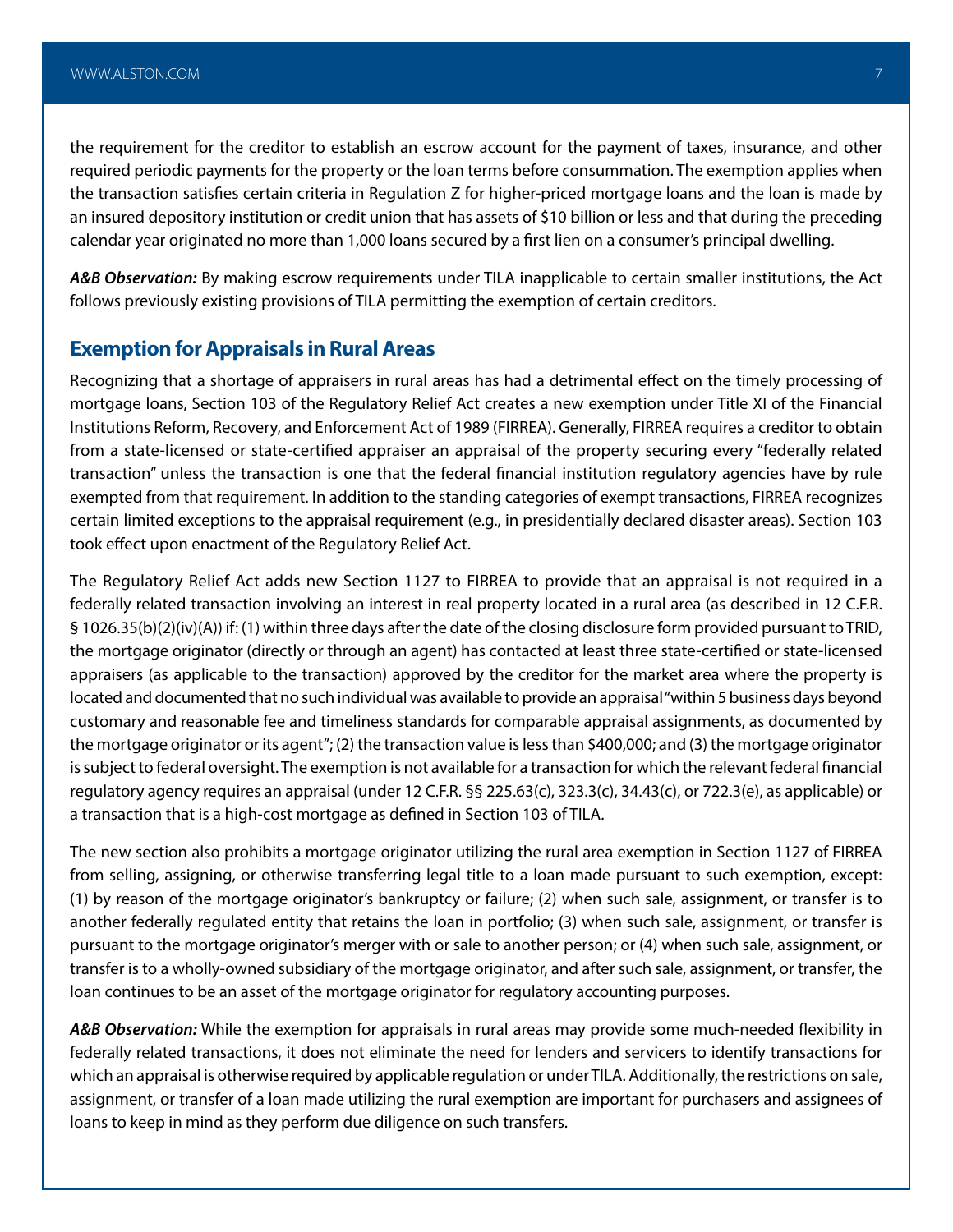the requirement for the creditor to establish an escrow account for the payment of taxes, insurance, and other required periodic payments for the property or the loan terms before consummation. The exemption applies when the transaction satisfies certain criteria in Regulation Z for higher-priced mortgage loans and the loan is made by an insured depository institution or credit union that has assets of $10 billion or less and that during the preceding calendar year originated no more than 1,000 loans secured by a first lien on a consumer's principal dwelling.

***A&B Observation:*** By making escrow requirements under TILA inapplicable to certain smaller institutions, the Act follows previously existing provisions of TILA permitting the exemption of certain creditors.

## Exemption for Appraisals in Rural Areas

Recognizing that a shortage of appraisers in rural areas has had a detrimental effect on the timely processing of mortgage loans, Section 103 of the Regulatory Relief Act creates a new exemption under Title XI of the Financial Institutions Reform, Recovery, and Enforcement Act of 1989 (FIRREA). Generally, FIRREA requires a creditor to obtain from a state-licensed or state-certified appraiser an appraisal of the property securing every "federally related transaction" unless the transaction is one that the federal financial institution regulatory agencies have by rule exempted from that requirement. In addition to the standing categories of exempt transactions, FIRREA recognizes certain limited exceptions to the appraisal requirement (e.g., in presidentially declared disaster areas). Section 103 took effect upon enactment of the Regulatory Relief Act.

The Regulatory Relief Act adds new Section 1127 to FIRREA to provide that an appraisal is not required in a federally related transaction involving an interest in real property located in a rural area (as described in 12 C.F.R. § 1026.35(b)(2)(iv)(A)) if: (1) within three days after the date of the closing disclosure form provided pursuant to TRID, the mortgage originator (directly or through an agent) has contacted at least three state-certified or state-licensed appraisers (as applicable to the transaction) approved by the creditor for the market area where the property is located and documented that no such individual was available to provide an appraisal "within 5 business days beyond customary and reasonable fee and timeliness standards for comparable appraisal assignments, as documented by the mortgage originator or its agent"; (2) the transaction value is less than $400,000; and (3) the mortgage originator is subject to federal oversight. The exemption is not available for a transaction for which the relevant federal financial regulatory agency requires an appraisal (under 12 C.F.R. §§ 225.63(c), 323.3(c), 34.43(c), or 722.3(e), as applicable) or a transaction that is a high-cost mortgage as defined in Section 103 of TILA.

The new section also prohibits a mortgage originator utilizing the rural area exemption in Section 1127 of FIRREA from selling, assigning, or otherwise transferring legal title to a loan made pursuant to such exemption, except: (1) by reason of the mortgage originator's bankruptcy or failure; (2) when such sale, assignment, or transfer is to another federally regulated entity that retains the loan in portfolio; (3) when such sale, assignment, or transfer is pursuant to the mortgage originator's merger with or sale to another person; or (4) when such sale, assignment, or transfer is to a wholly-owned subsidiary of the mortgage originator, and after such sale, assignment, or transfer, the loan continues to be an asset of the mortgage originator for regulatory accounting purposes.

***A&B Observation:*** While the exemption for appraisals in rural areas may provide some much-needed flexibility in federally related transactions, it does not eliminate the need for lenders and servicers to identify transactions for which an appraisal is otherwise required by applicable regulation or under TILA. Additionally, the restrictions on sale, assignment, or transfer of a loan made utilizing the rural exemption are important for purchasers and assignees of loans to keep in mind as they perform due diligence on such transfers.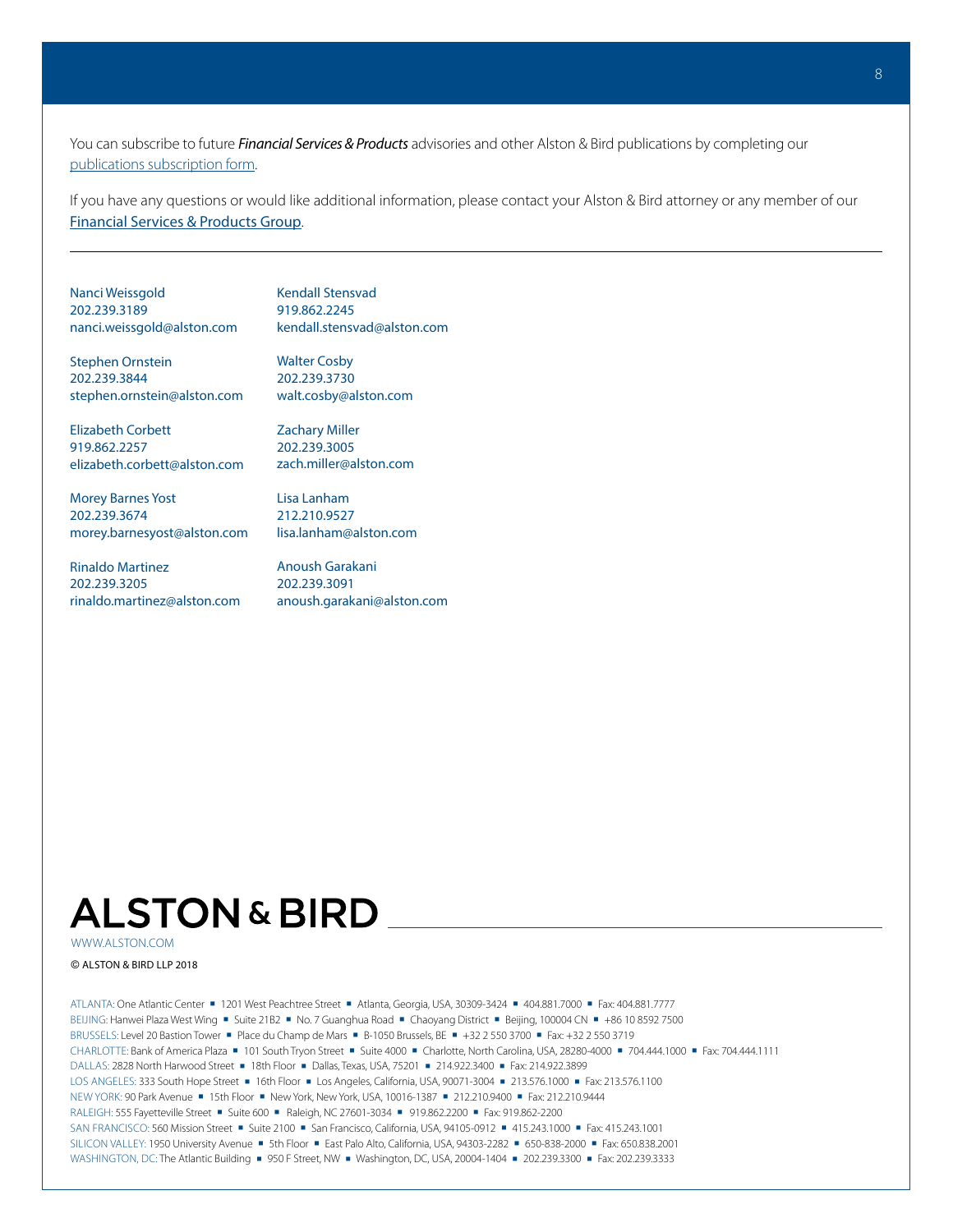You can subscribe to future ***Financial Services & Products*** advisories and other Alston & Bird publications by completing our publications subscription form.

If you have any questions or would like additional information, please contact your Alston & Bird attorney or any member of our Financial Services & Products Group.

---

Nanci Weissgold
202.239.3189
nanci.weissgold@alston.com

Stephen Ornstein
202.239.3844
stephen.ornstein@alston.com

Elizabeth Corbett
919.862.2257
elizabeth.corbett@alston.com

Morey Barnes Yost
202.239.3674
morey.barnesyost@alston.com

Rinaldo Martinez
202.239.3205
rinaldo.martinez@alston.com

Kendall Stensvad
919.862.2245
kendall.stensvad@alston.com

Walter Cosby
202.239.3730
walt.cosby@alston.com

Zachary Miller
202.239.3005
zach.miller@alston.com

Lisa Lanham
212.210.9527
lisa.lanham@alston.com

Anoush Garakani
202.239.3091
anoush.garakani@alston.com

# ALSTON & BIRD

WWW.ALSTON.COM

© ALSTON & BIRD LLP 2018

ATLANTA: One Atlantic Center ■ 1201 West Peachtree Street ■ Atlanta, Georgia, USA, 30309-3424 ■ 404.881.7000 ■ Fax: 404.881.7777
BEIJING: Hanwei Plaza West Wing ■ Suite 21B2 ■ No. 7 Guanghua Road ■ Chaoyang District ■ Beijing, 100004 CN ■ +86 10 8592 7500
BRUSSELS: Level 20 Bastion Tower ■ Place du Champ de Mars ■ B-1050 Brussels, BE ■ +32 2 550 3700 ■ Fax: +32 2 550 3719
CHARLOTTE: Bank of America Plaza ■ 101 South Tryon Street ■ Suite 4000 ■ Charlotte, North Carolina, USA, 28280-4000 ■ 704.444.1000 ■ Fax: 704.444.1111
DALLAS: 2828 North Harwood Street ■ 18th Floor ■ Dallas, Texas, USA, 75201 ■ 214.922.3400 ■ Fax: 214.922.3899
LOS ANGELES: 333 South Hope Street ■ 16th Floor ■ Los Angeles, California, USA, 90071-3004 ■ 213.576.1000 ■ Fax: 213.576.1100
NEW YORK: 90 Park Avenue ■ 15th Floor ■ New York, New York, USA, 10016-1387 ■ 212.210.9400 ■ Fax: 212.210.9444
RALEIGH: 555 Fayetteville Street ■ Suite 600 ■ Raleigh, NC 27601-3034 ■ 919.862.2200 ■ Fax: 919.862-2200
SAN FRANCISCO: 560 Mission Street ■ Suite 2100 ■ San Francisco, California, USA, 94105-0912 ■ 415.243.1000 ■ Fax: 415.243.1001
SILICON VALLEY: 1950 University Avenue ■ 5th Floor ■ East Palo Alto, California, USA, 94303-2282 ■ 650-838-2000 ■ Fax: 650.838.2001
WASHINGTON, DC: The Atlantic Building ■ 950 F Street, NW ■ Washington, DC, USA, 20004-1404 ■ 202.239.3300 ■ Fax: 202.239.3333